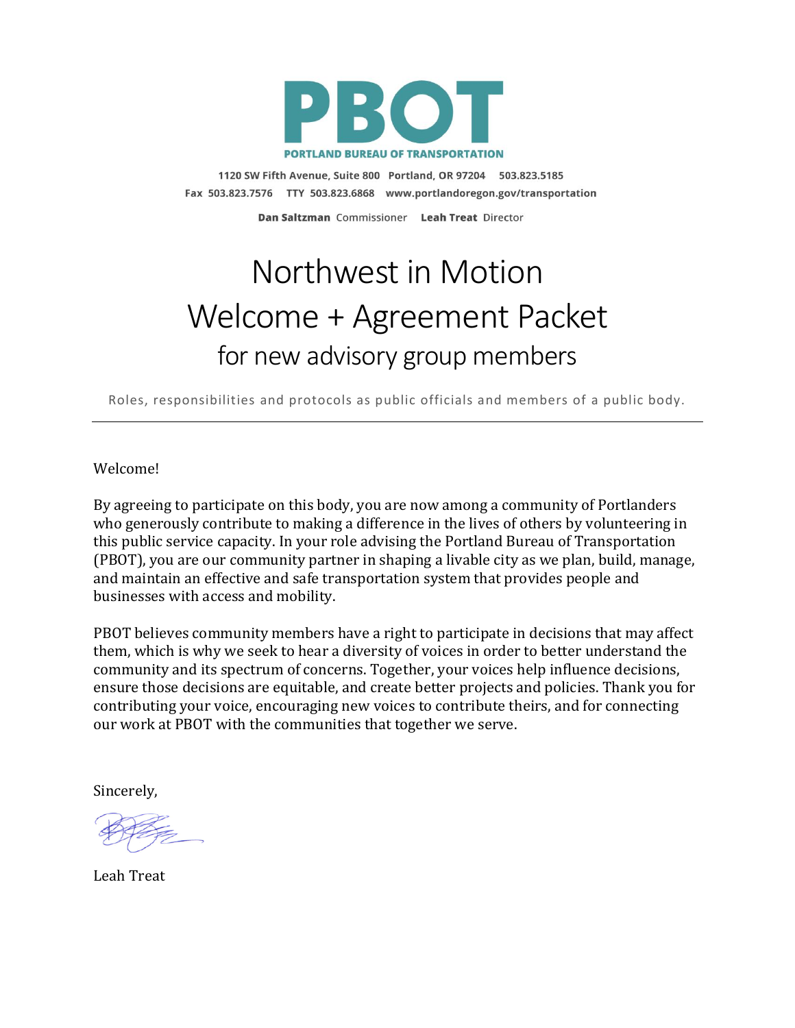**PBOT**

**PORTLAND BUREAU OF TRANSPORTATION**

1120 SW Fifth Avenue, Suite 800 Portland, OR 97204 503.823.5185
Fax 503.823.7576 TTY 503.823.6868 www.portlandoregon.gov/transportation

**Dan Saltzman** Commissioner **Leah Treat** Director

# Northwest in Motion
# Welcome + Agreement Packet
## for new advisory group members

Roles, responsibilities and protocols as public officials and members of a public body.

---

Welcome!

By agreeing to participate on this body, you are now among a community of Portlanders who generously contribute to making a difference in the lives of others by volunteering in this public service capacity. In your role advising the Portland Bureau of Transportation (PBOT), you are our community partner in shaping a livable city as we plan, build, manage, and maintain an effective and safe transportation system that provides people and businesses with access and mobility.

PBOT believes community members have a right to participate in decisions that may affect them, which is why we seek to hear a diversity of voices in order to better understand the community and its spectrum of concerns. Together, your voices help influence decisions, ensure those decisions are equitable, and create better projects and policies. Thank you for contributing your voice, encouraging new voices to contribute theirs, and for connecting our work at PBOT with the communities that together we serve.

Sincerely,

Leah Treat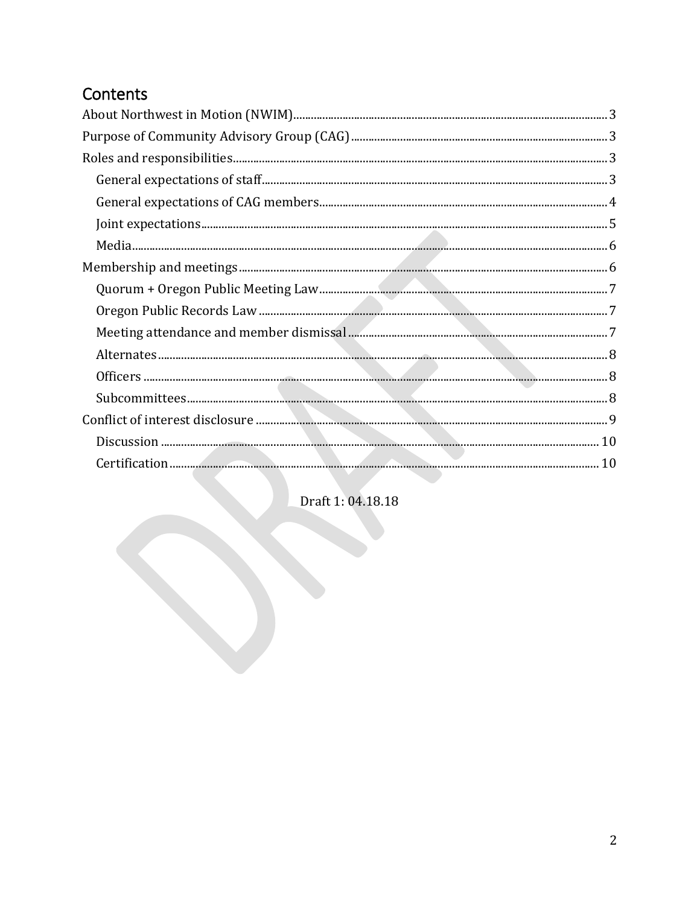# Contents

About Northwest in Motion (NWIM) ..... 3
Purpose of Community Advisory Group (CAG) ..... 3
Roles and responsibilities ..... 3
- General expectations of staff ..... 3
- General expectations of CAG members ..... 4
- Joint expectations ..... 5
- Media ..... 6

Membership and meetings ..... 6
- Quorum + Oregon Public Meeting Law ..... 7
- Oregon Public Records Law ..... 7
- Meeting attendance and member dismissal ..... 7
- Alternates ..... 8
- Officers ..... 8
- Subcommittees ..... 8

Conflict of interest disclosure ..... 9
- Discussion ..... 10
- Certification ..... 10

Draft 1: 04.18.18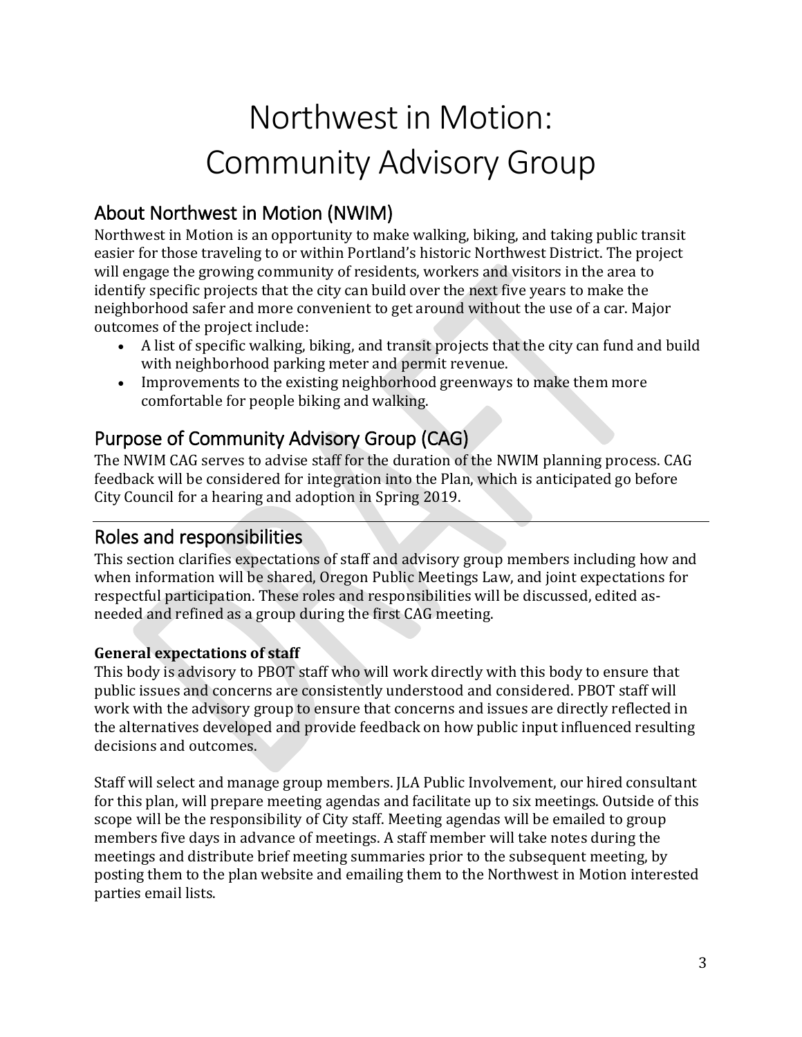# Northwest in Motion: Community Advisory Group

## About Northwest in Motion (NWIM)

Northwest in Motion is an opportunity to make walking, biking, and taking public transit easier for those traveling to or within Portland's historic Northwest District. The project will engage the growing community of residents, workers and visitors in the area to identify specific projects that the city can build over the next five years to make the neighborhood safer and more convenient to get around without the use of a car. Major outcomes of the project include:

- A list of specific walking, biking, and transit projects that the city can fund and build with neighborhood parking meter and permit revenue.
- Improvements to the existing neighborhood greenways to make them more comfortable for people biking and walking.

## Purpose of Community Advisory Group (CAG)

The NWIM CAG serves to advise staff for the duration of the NWIM planning process. CAG feedback will be considered for integration into the Plan, which is anticipated go before City Council for a hearing and adoption in Spring 2019.

---

## Roles and responsibilities

This section clarifies expectations of staff and advisory group members including how and when information will be shared, Oregon Public Meetings Law, and joint expectations for respectful participation. These roles and responsibilities will be discussed, edited as-needed and refined as a group during the first CAG meeting.

**General expectations of staff**

This body is advisory to PBOT staff who will work directly with this body to ensure that public issues and concerns are consistently understood and considered. PBOT staff will work with the advisory group to ensure that concerns and issues are directly reflected in the alternatives developed and provide feedback on how public input influenced resulting decisions and outcomes.

Staff will select and manage group members. JLA Public Involvement, our hired consultant for this plan, will prepare meeting agendas and facilitate up to six meetings. Outside of this scope will be the responsibility of City staff. Meeting agendas will be emailed to group members five days in advance of meetings. A staff member will take notes during the meetings and distribute brief meeting summaries prior to the subsequent meeting, by posting them to the plan website and emailing them to the Northwest in Motion interested parties email lists.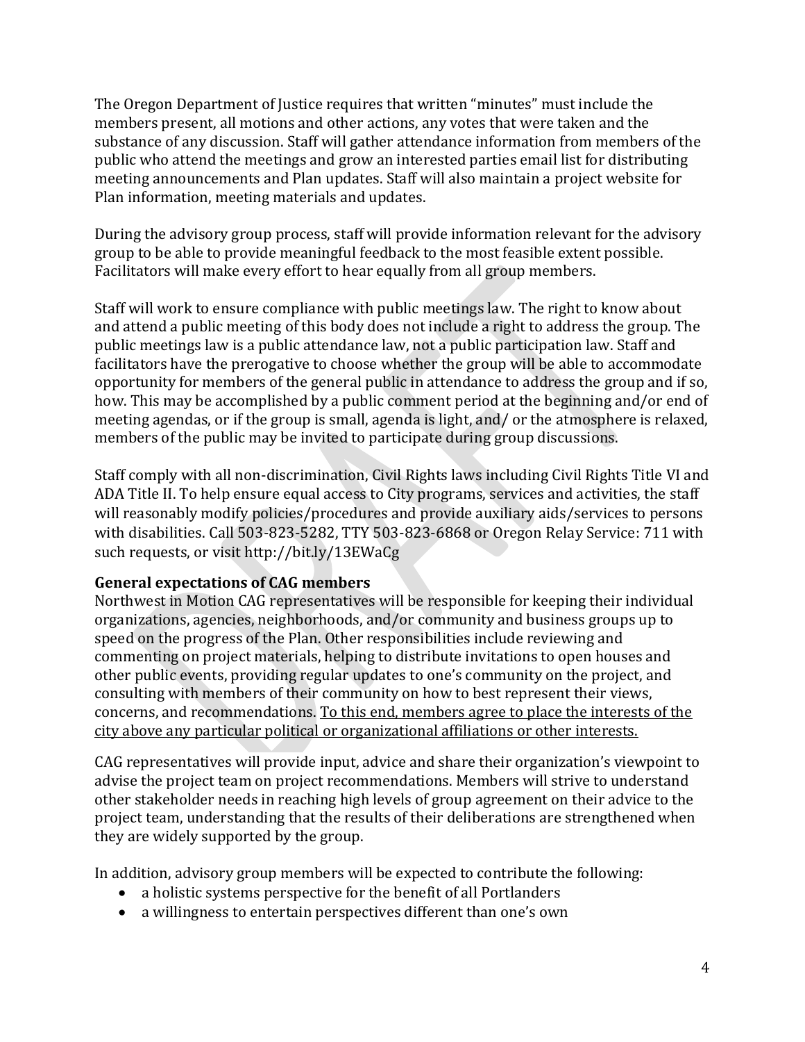The Oregon Department of Justice requires that written "minutes" must include the members present, all motions and other actions, any votes that were taken and the substance of any discussion. Staff will gather attendance information from members of the public who attend the meetings and grow an interested parties email list for distributing meeting announcements and Plan updates. Staff will also maintain a project website for Plan information, meeting materials and updates.

During the advisory group process, staff will provide information relevant for the advisory group to be able to provide meaningful feedback to the most feasible extent possible. Facilitators will make every effort to hear equally from all group members.

Staff will work to ensure compliance with public meetings law. The right to know about and attend a public meeting of this body does not include a right to address the group. The public meetings law is a public attendance law, not a public participation law. Staff and facilitators have the prerogative to choose whether the group will be able to accommodate opportunity for members of the general public in attendance to address the group and if so, how. This may be accomplished by a public comment period at the beginning and/or end of meeting agendas, or if the group is small, agenda is light, and/ or the atmosphere is relaxed, members of the public may be invited to participate during group discussions.

Staff comply with all non-discrimination, Civil Rights laws including Civil Rights Title VI and ADA Title II. To help ensure equal access to City programs, services and activities, the staff will reasonably modify policies/procedures and provide auxiliary aids/services to persons with disabilities. Call 503-823-5282, TTY 503-823-6868 or Oregon Relay Service: 711 with such requests, or visit http://bit.ly/13EWaCg

**General expectations of CAG members**

Northwest in Motion CAG representatives will be responsible for keeping their individual organizations, agencies, neighborhoods, and/or community and business groups up to speed on the progress of the Plan. Other responsibilities include reviewing and commenting on project materials, helping to distribute invitations to open houses and other public events, providing regular updates to one's community on the project, and consulting with members of their community on how to best represent their views, concerns, and recommendations. <u>To this end, members agree to place the interests of the city above any particular political or organizational affiliations or other interests.</u>

CAG representatives will provide input, advice and share their organization's viewpoint to advise the project team on project recommendations. Members will strive to understand other stakeholder needs in reaching high levels of group agreement on their advice to the project team, understanding that the results of their deliberations are strengthened when they are widely supported by the group.

In addition, advisory group members will be expected to contribute the following:

- a holistic systems perspective for the benefit of all Portlanders
- a willingness to entertain perspectives different than one's own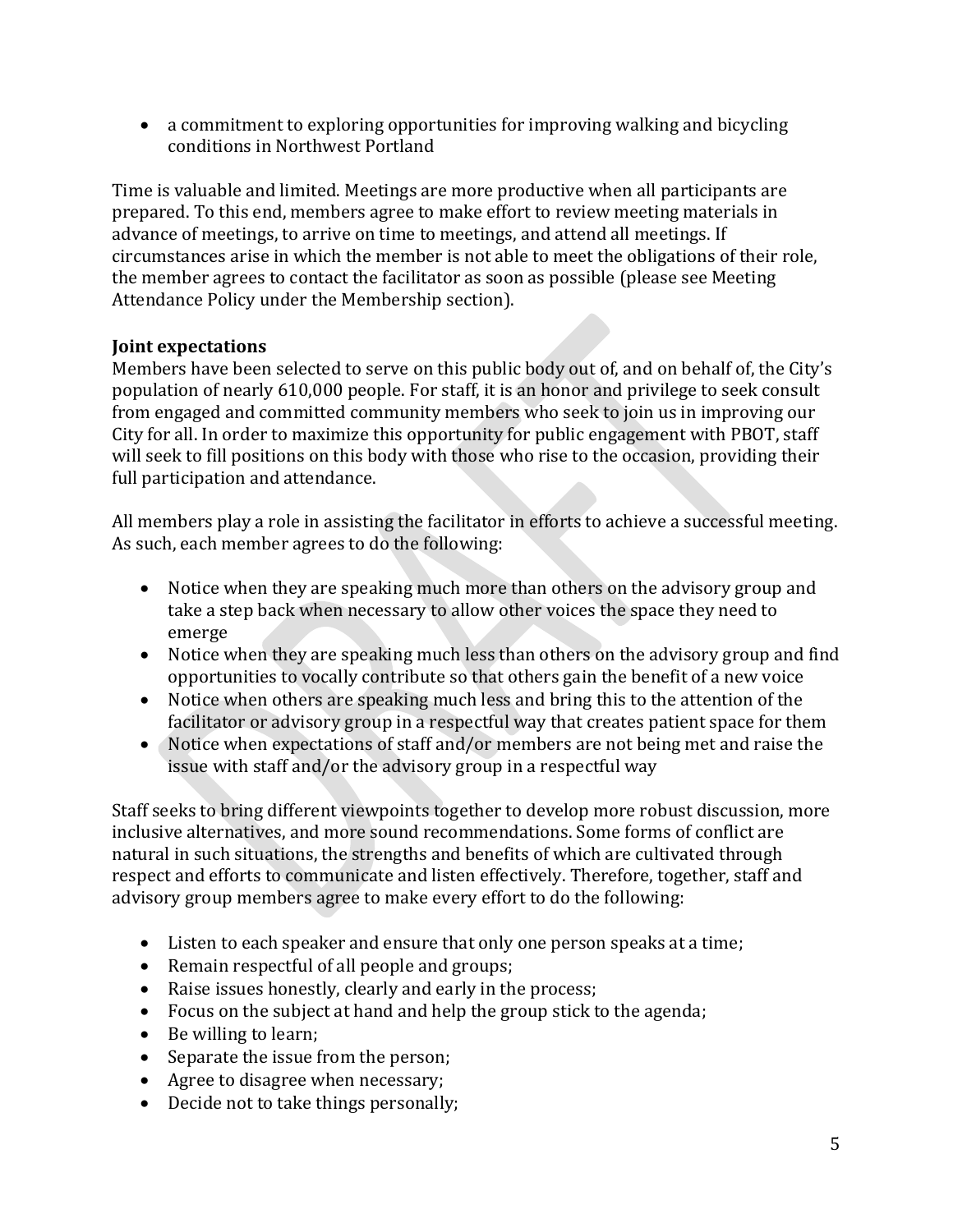- a commitment to exploring opportunities for improving walking and bicycling conditions in Northwest Portland

Time is valuable and limited. Meetings are more productive when all participants are prepared. To this end, members agree to make effort to review meeting materials in advance of meetings, to arrive on time to meetings, and attend all meetings. If circumstances arise in which the member is not able to meet the obligations of their role, the member agrees to contact the facilitator as soon as possible (please see Meeting Attendance Policy under the Membership section).

**Joint expectations**

Members have been selected to serve on this public body out of, and on behalf of, the City's population of nearly 610,000 people. For staff, it is an honor and privilege to seek consult from engaged and committed community members who seek to join us in improving our City for all. In order to maximize this opportunity for public engagement with PBOT, staff will seek to fill positions on this body with those who rise to the occasion, providing their full participation and attendance.

All members play a role in assisting the facilitator in efforts to achieve a successful meeting. As such, each member agrees to do the following:

- Notice when they are speaking much more than others on the advisory group and take a step back when necessary to allow other voices the space they need to emerge
- Notice when they are speaking much less than others on the advisory group and find opportunities to vocally contribute so that others gain the benefit of a new voice
- Notice when others are speaking much less and bring this to the attention of the facilitator or advisory group in a respectful way that creates patient space for them
- Notice when expectations of staff and/or members are not being met and raise the issue with staff and/or the advisory group in a respectful way

Staff seeks to bring different viewpoints together to develop more robust discussion, more inclusive alternatives, and more sound recommendations. Some forms of conflict are natural in such situations, the strengths and benefits of which are cultivated through respect and efforts to communicate and listen effectively. Therefore, together, staff and advisory group members agree to make every effort to do the following:

- Listen to each speaker and ensure that only one person speaks at a time;
- Remain respectful of all people and groups;
- Raise issues honestly, clearly and early in the process;
- Focus on the subject at hand and help the group stick to the agenda;
- Be willing to learn;
- Separate the issue from the person;
- Agree to disagree when necessary;
- Decide not to take things personally;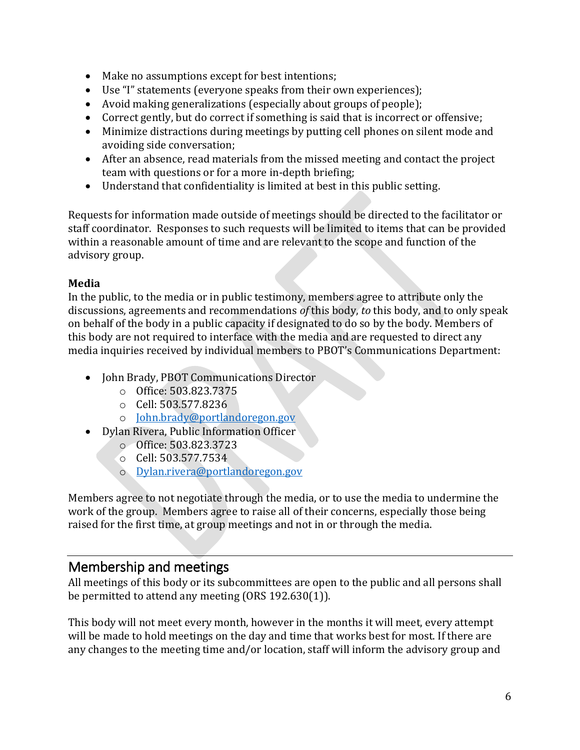- Make no assumptions except for best intentions;
- Use "I" statements (everyone speaks from their own experiences);
- Avoid making generalizations (especially about groups of people);
- Correct gently, but do correct if something is said that is incorrect or offensive;
- Minimize distractions during meetings by putting cell phones on silent mode and avoiding side conversation;
- After an absence, read materials from the missed meeting and contact the project team with questions or for a more in-depth briefing;
- Understand that confidentiality is limited at best in this public setting.

Requests for information made outside of meetings should be directed to the facilitator or staff coordinator. Responses to such requests will be limited to items that can be provided within a reasonable amount of time and are relevant to the scope and function of the advisory group.

**Media**
In the public, to the media or in public testimony, members agree to attribute only the discussions, agreements and recommendations *of* this body, *to* this body, and to only speak on behalf of the body in a public capacity if designated to do so by the body. Members of this body are not required to interface with the media and are requested to direct any media inquiries received by individual members to PBOT's Communications Department:

- John Brady, PBOT Communications Director
  - Office: 503.823.7375
  - Cell: 503.577.8236
  - John.brady@portlandoregon.gov
- Dylan Rivera, Public Information Officer
  - Office: 503.823.3723
  - Cell: 503.577.7534
  - Dylan.rivera@portlandoregon.gov

Members agree to not negotiate through the media, or to use the media to undermine the work of the group. Members agree to raise all of their concerns, especially those being raised for the first time, at group meetings and not in or through the media.

## Membership and meetings

All meetings of this body or its subcommittees are open to the public and all persons shall be permitted to attend any meeting (ORS 192.630(1)).

This body will not meet every month, however in the months it will meet, every attempt will be made to hold meetings on the day and time that works best for most. If there are any changes to the meeting time and/or location, staff will inform the advisory group and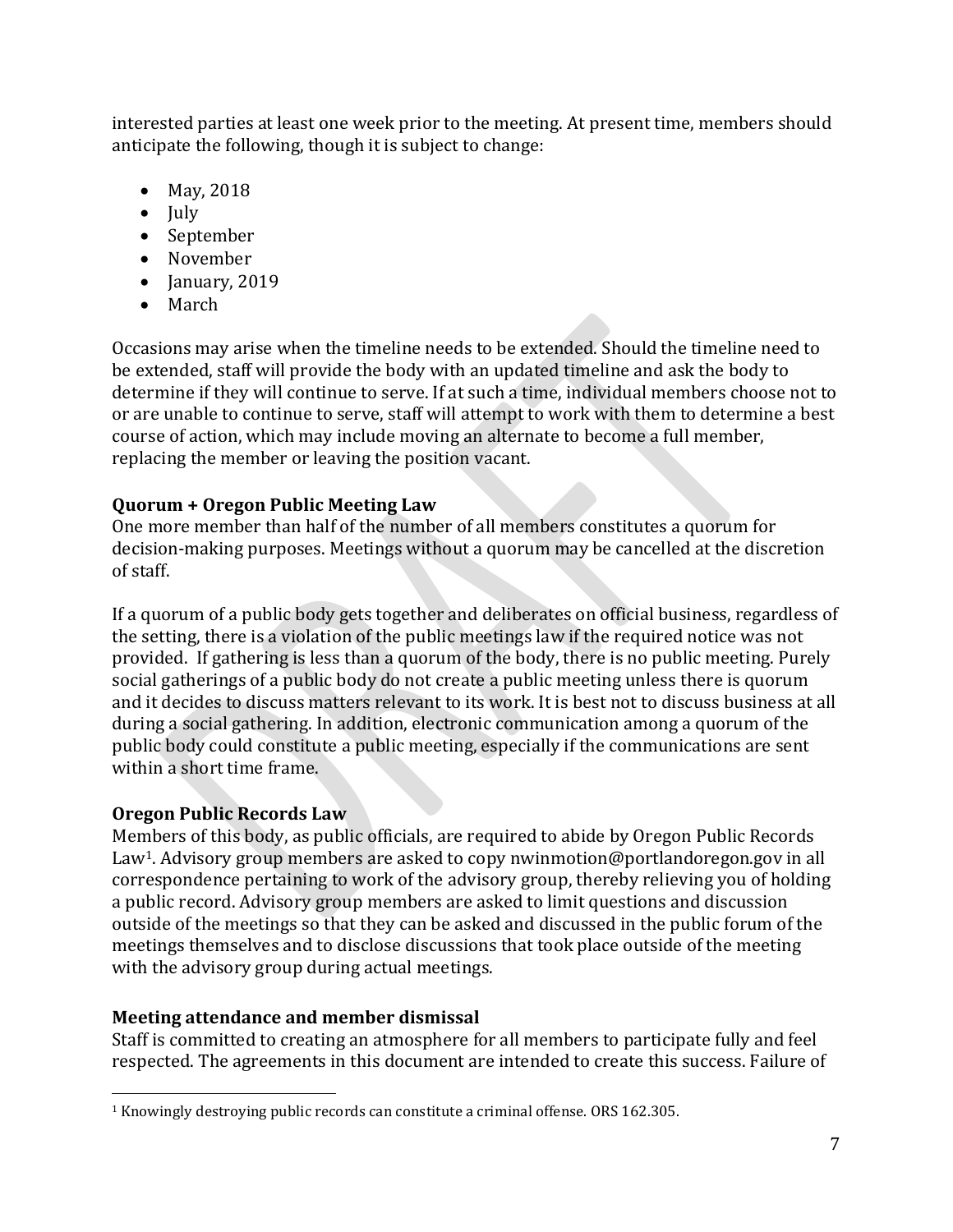interested parties at least one week prior to the meeting. At present time, members should anticipate the following, though it is subject to change:

- May, 2018
- July
- September
- November
- January, 2019
- March

Occasions may arise when the timeline needs to be extended. Should the timeline need to be extended, staff will provide the body with an updated timeline and ask the body to determine if they will continue to serve. If at such a time, individual members choose not to or are unable to continue to serve, staff will attempt to work with them to determine a best course of action, which may include moving an alternate to become a full member, replacing the member or leaving the position vacant.

**Quorum + Oregon Public Meeting Law**

One more member than half of the number of all members constitutes a quorum for decision-making purposes. Meetings without a quorum may be cancelled at the discretion of staff.

If a quorum of a public body gets together and deliberates on official business, regardless of the setting, there is a violation of the public meetings law if the required notice was not provided. If gathering is less than a quorum of the body, there is no public meeting. Purely social gatherings of a public body do not create a public meeting unless there is quorum and it decides to discuss matters relevant to its work. It is best not to discuss business at all during a social gathering. In addition, electronic communication among a quorum of the public body could constitute a public meeting, especially if the communications are sent within a short time frame.

**Oregon Public Records Law**

Members of this body, as public officials, are required to abide by Oregon Public Records Law[1]. Advisory group members are asked to copy nwinmotion@portlandoregon.gov in all correspondence pertaining to work of the advisory group, thereby relieving you of holding a public record. Advisory group members are asked to limit questions and discussion outside of the meetings so that they can be asked and discussed in the public forum of the meetings themselves and to disclose discussions that took place outside of the meeting with the advisory group during actual meetings.

**Meeting attendance and member dismissal**

Staff is committed to creating an atmosphere for all members to participate fully and feel respected. The agreements in this document are intended to create this success. Failure of

[1] Knowingly destroying public records can constitute a criminal offense. ORS 162.305.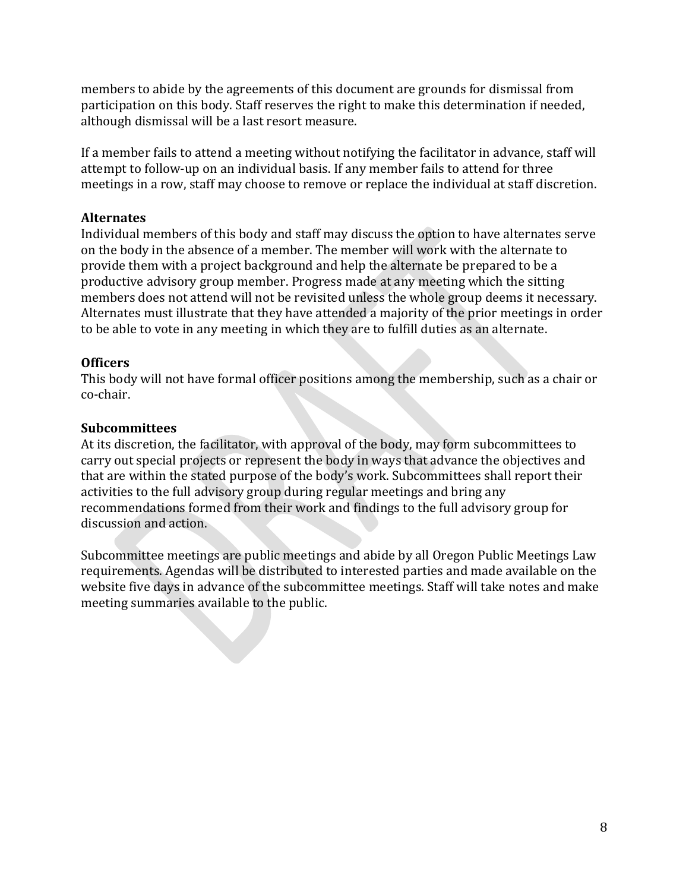members to abide by the agreements of this document are grounds for dismissal from participation on this body. Staff reserves the right to make this determination if needed, although dismissal will be a last resort measure.

If a member fails to attend a meeting without notifying the facilitator in advance, staff will attempt to follow-up on an individual basis. If any member fails to attend for three meetings in a row, staff may choose to remove or replace the individual at staff discretion.

### Alternates

Individual members of this body and staff may discuss the option to have alternates serve on the body in the absence of a member. The member will work with the alternate to provide them with a project background and help the alternate be prepared to be a productive advisory group member. Progress made at any meeting which the sitting members does not attend will not be revisited unless the whole group deems it necessary. Alternates must illustrate that they have attended a majority of the prior meetings in order to be able to vote in any meeting in which they are to fulfill duties as an alternate.

### Officers

This body will not have formal officer positions among the membership, such as a chair or co-chair.

### Subcommittees

At its discretion, the facilitator, with approval of the body, may form subcommittees to carry out special projects or represent the body in ways that advance the objectives and that are within the stated purpose of the body's work. Subcommittees shall report their activities to the full advisory group during regular meetings and bring any recommendations formed from their work and findings to the full advisory group for discussion and action.

Subcommittee meetings are public meetings and abide by all Oregon Public Meetings Law requirements. Agendas will be distributed to interested parties and made available on the website five days in advance of the subcommittee meetings. Staff will take notes and make meeting summaries available to the public.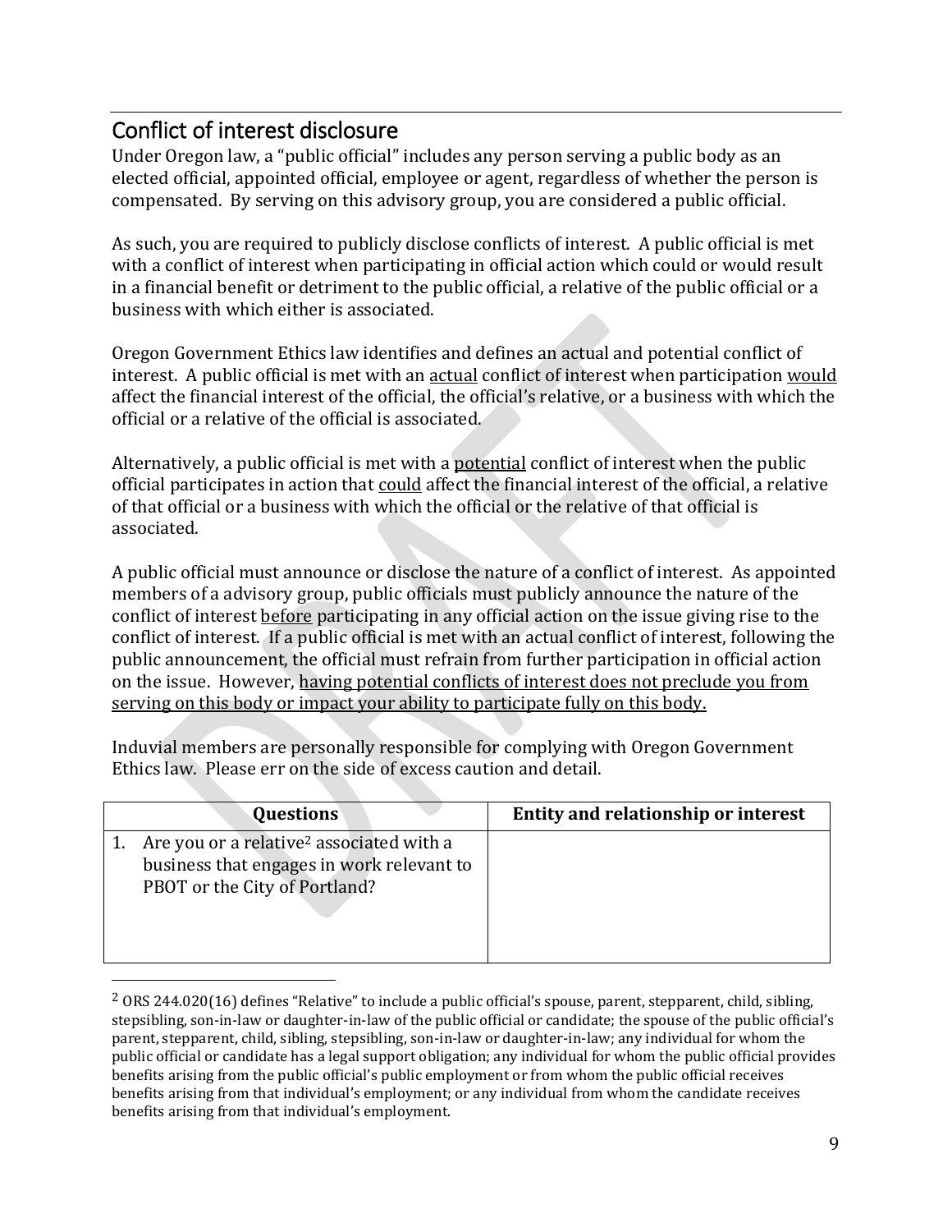## Conflict of interest disclosure

Under Oregon law, a "public official" includes any person serving a public body as an elected official, appointed official, employee or agent, regardless of whether the person is compensated. By serving on this advisory group, you are considered a public official.

As such, you are required to publicly disclose conflicts of interest. A public official is met with a conflict of interest when participating in official action which could or would result in a financial benefit or detriment to the public official, a relative of the public official or a business with which either is associated.

Oregon Government Ethics law identifies and defines an actual and potential conflict of interest. A public official is met with an <u>actual</u> conflict of interest when participation <u>would</u> affect the financial interest of the official, the official's relative, or a business with which the official or a relative of the official is associated.

Alternatively, a public official is met with a <u>potential</u> conflict of interest when the public official participates in action that <u>could</u> affect the financial interest of the official, a relative of that official or a business with which the official or the relative of that official is associated.

A public official must announce or disclose the nature of a conflict of interest. As appointed members of a advisory group, public officials must publicly announce the nature of the conflict of interest <u>before</u> participating in any official action on the issue giving rise to the conflict of interest. If a public official is met with an actual conflict of interest, following the public announcement, the official must refrain from further participation in official action on the issue. However, <u>having potential conflicts of interest does not preclude you from serving on this body or impact your ability to participate fully on this body.</u>

Induvial members are personally responsible for complying with Oregon Government Ethics law. Please err on the side of excess caution and detail.

| Questions | Entity and relationship or interest |
|---|---|
| 1. Are you or a relative[2] associated with a business that engages in work relevant to PBOT or the City of Portland? | |

[2] ORS 244.020(16) defines "Relative" to include a public official's spouse, parent, stepparent, child, sibling, stepsibling, son-in-law or daughter-in-law of the public official or candidate; the spouse of the public official's parent, stepparent, child, sibling, stepsibling, son-in-law or daughter-in-law; any individual for whom the public official or candidate has a legal support obligation; any individual for whom the public official provides benefits arising from the public official's public employment or from whom the public official receives benefits arising from that individual's employment; or any individual from whom the candidate receives benefits arising from that individual's employment.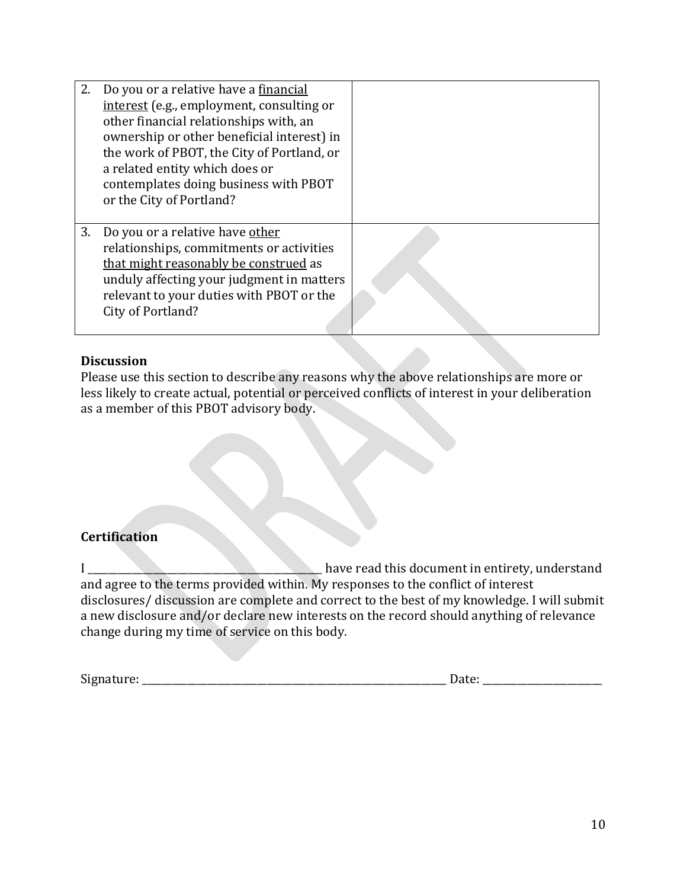| | |
|---|---|
| 2. Do you or a relative have a <u>financial interest</u> (e.g., employment, consulting or other financial relationships with, an ownership or other beneficial interest) in the work of PBOT, the City of Portland, or a related entity which does or contemplates doing business with PBOT or the City of Portland? | |
| 3. Do you or a relative have <u>other</u> relationships, commitments or activities <u>that might reasonably be construed</u> as unduly affecting your judgment in matters relevant to your duties with PBOT or the City of Portland? | |

**Discussion**

Please use this section to describe any reasons why the above relationships are more or less likely to create actual, potential or perceived conflicts of interest in your deliberation as a member of this PBOT advisory body.

**Certification**

I ____________________________________________ have read this document in entirety, understand and agree to the terms provided within. My responses to the conflict of interest disclosures/ discussion are complete and correct to the best of my knowledge. I will submit a new disclosure and/or declare new interests on the record should anything of relevance change during my time of service on this body.

Signature: ____________________________________________________________ Date: _______________________